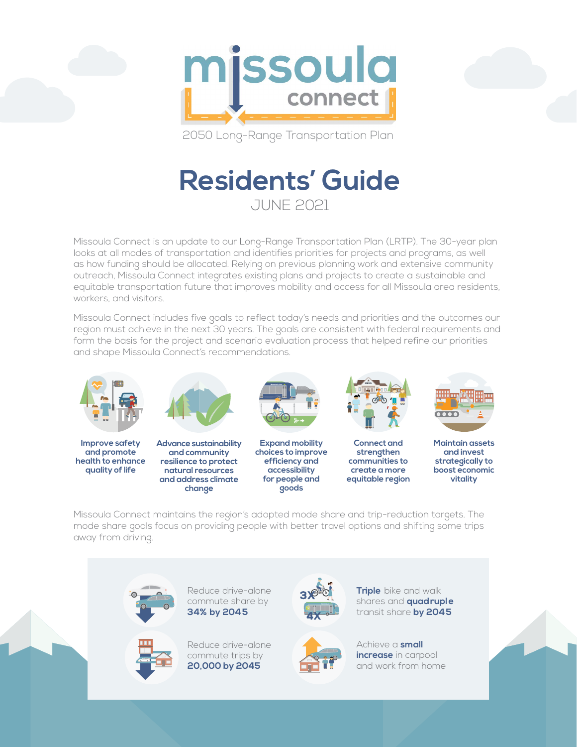# missoula connect

2050 Long-Range Transportation Plan

# Residents' Guide

JUNE 2021

Missoula Connect is an update to our Long-Range Transportation Plan (LRTP). The 30-year plan looks at all modes of transportation and identifies priorities for projects and programs, as well as how funding should be allocated. Relying on previous planning work and extensive community outreach, Missoula Connect integrates existing plans and projects to create a sustainable and equitable transportation future that improves mobility and access for all Missoula area residents, workers, and visitors.

Missoula Connect includes five goals to reflect today's needs and priorities and the outcomes our region must achieve in the next 30 years. The goals are consistent with federal requirements and form the basis for the project and scenario evaluation process that helped refine our priorities and shape Missoula Connect's recommendations.

- **Improve safety and promote health to enhance quality of life**
- **Advance sustainability and community resilience to protect natural resources and address climate change**
- **Expand mobility choices to improve efficiency and accessibility for people and goods**
- **Connect and strengthen communities to create a more equitable region**
- **Maintain assets and invest strategically to boost economic vitality**

Missoula Connect maintains the region's adopted mode share and trip-reduction targets. The mode share goals focus on providing people with better travel options and shifting some trips away from driving.

- Reduce drive-alone commute share by **34% by 2045**
- **Triple** bike and walk shares and **quadruple** transit share **by 2045**
- Reduce drive-alone commute trips by **20,000 by 2045**
- Achieve a **small increase** in carpool and work from home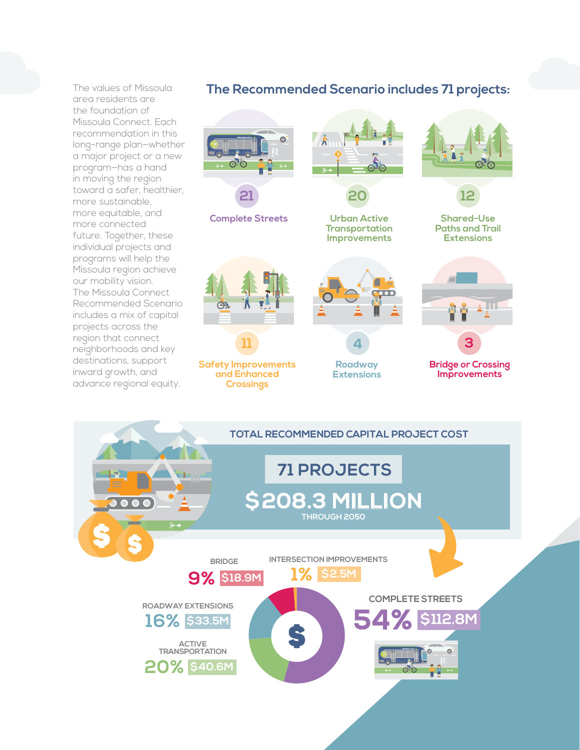The values of Missoula area residents are the foundation of Missoula Connect. Each recommendation in this long-range plan—whether a major project or a new program—has a hand in moving the region toward a safer, healthier, more sustainable, more equitable, and more connected future. Together, these individual projects and programs will help the Missoula region achieve our mobility vision. The Missoula Connect Recommended Scenario includes a mix of capital projects across the region that connect neighborhoods and key destinations, support inward growth, and advance regional equity.

## The Recommended Scenario includes 71 projects:

- **21** Complete Streets
- **20** Urban Active Transportation Improvements
- **12** Shared-Use Paths and Trail Extensions
- **11** Safety Improvements and Enhanced Crossings
- **4** Roadway Extensions
- **3** Bridge or Crossing Improvements

## TOTAL RECOMMENDED CAPITAL PROJECT COST

**71 PROJECTS**

**$208.3 MILLION**

THROUGH 2050

| Category | Percent | Cost |
| --- | --- | --- |
| Bridge | 9% | $18.9M |
| Intersection Improvements | 1% | $2.5M |
| Roadway Extensions | 16% | $33.5M |
| Active Transportation | 20% | $40.6M |
| Complete Streets | 54% | $112.8M |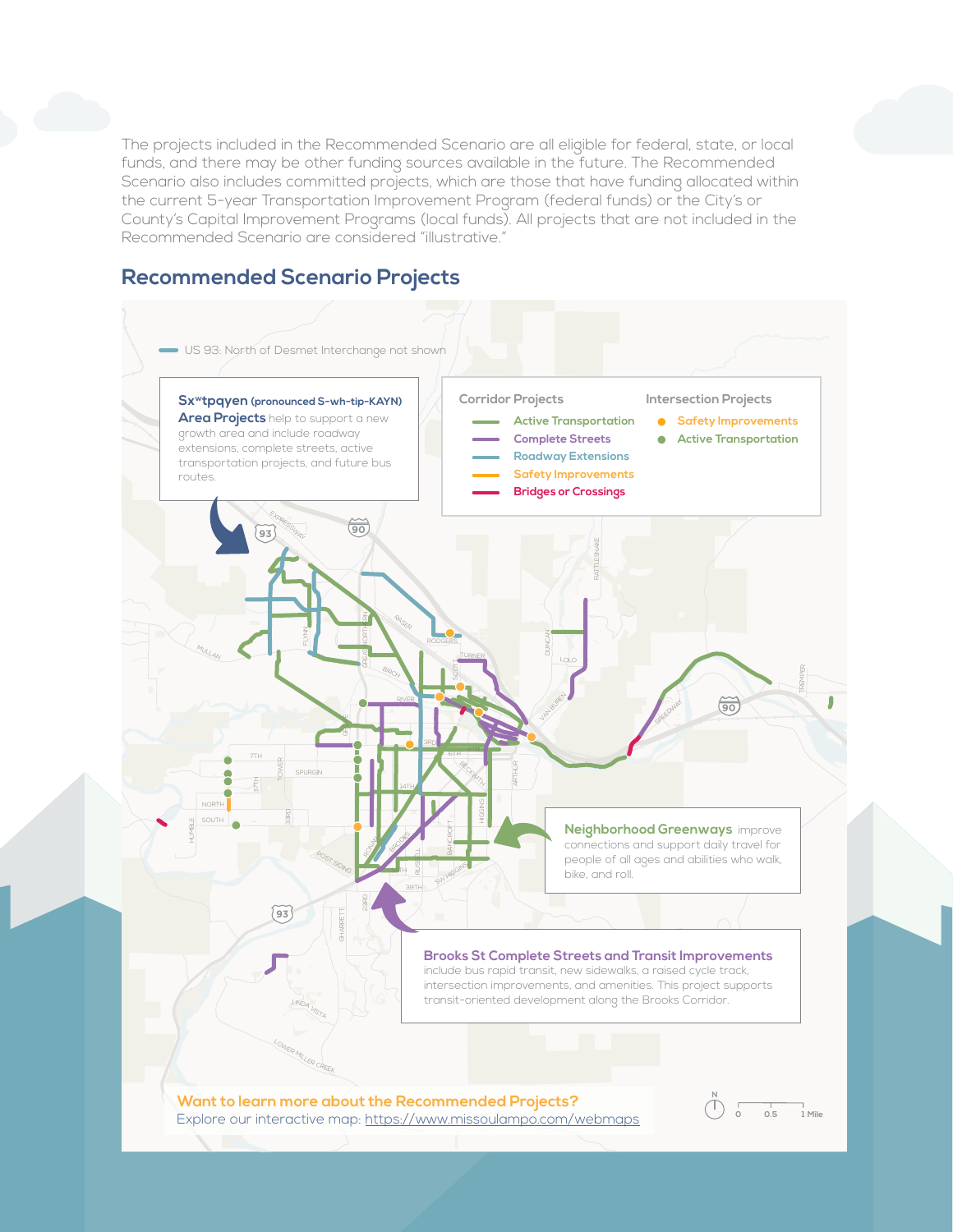The projects included in the Recommended Scenario are all eligible for federal, state, or local funds, and there may be other funding sources available in the future. The Recommended Scenario also includes committed projects, which are those that have funding allocated within the current 5-year Transportation Improvement Program (federal funds) or the City's or County's Capital Improvement Programs (local funds). All projects that are not included in the Recommended Scenario are considered "illustrative."

## Recommended Scenario Projects

US 93: North of Desmet Interchange not shown

**Sxʷtpqyen (pronounced S-wh-tip-KAYN) Area Projects** help to support a new growth area and include roadway extensions, complete streets, active transportation projects, and future bus routes.

**Corridor Projects**

- Active Transportation
- Complete Streets
- Roadway Extensions
- Safety Improvements
- Bridges or Crossings

**Intersection Projects**

- Safety Improvements
- Active Transportation

**Neighborhood Greenways** improve connections and support daily travel for people of all ages and abilities who walk, bike, and roll.

**Brooks St Complete Streets and Transit Improvements** include bus rapid transit, new sidewalks, a raised cycle track, intersection improvements, and amenities. This project supports transit-oriented development along the Brooks Corridor.

**Want to learn more about the Recommended Projects?**
Explore our interactive map: https://www.missoulampo.com/webmaps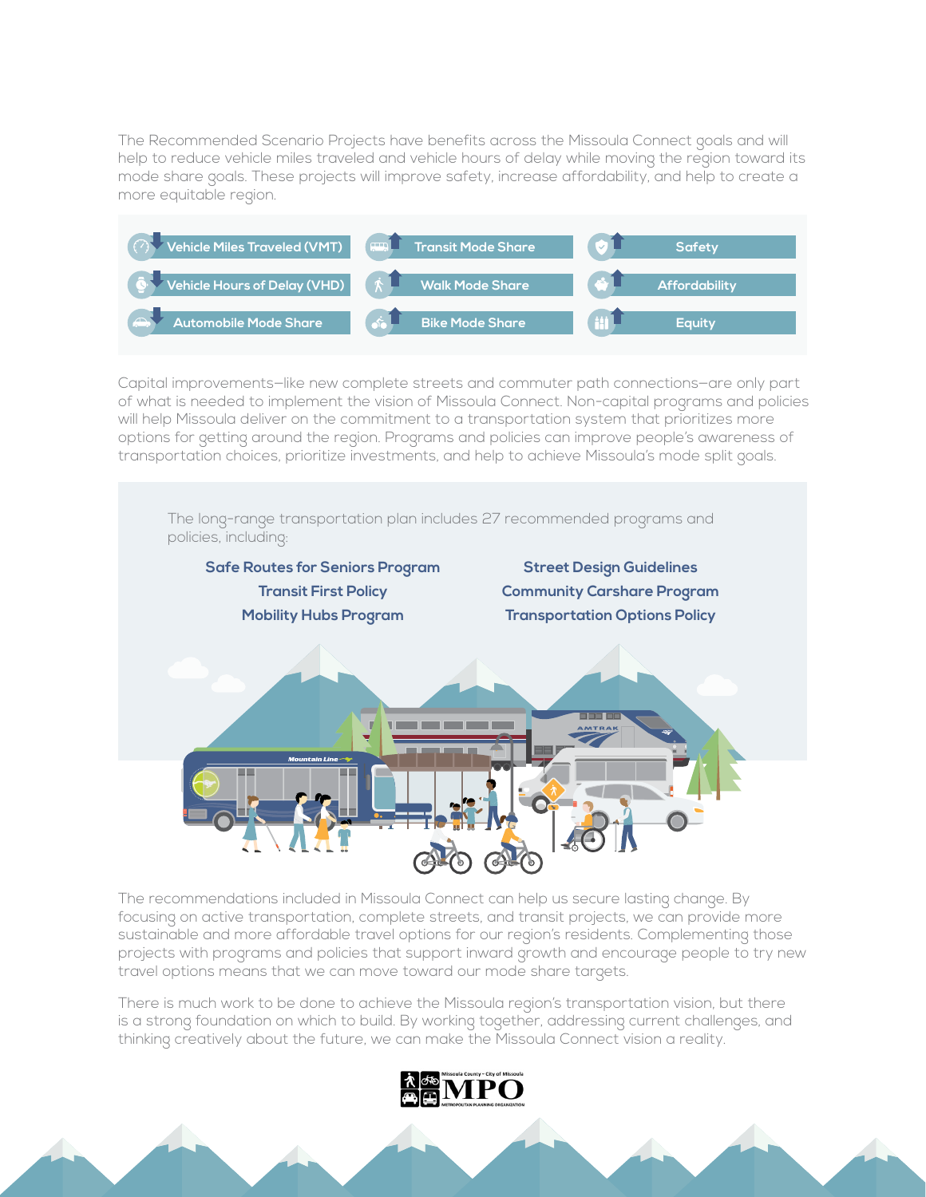The Recommended Scenario Projects have benefits across the Missoula Connect goals and will help to reduce vehicle miles traveled and vehicle hours of delay while moving the region toward its mode share goals. These projects will improve safety, increase affordability, and help to create a more equitable region.

- Vehicle Miles Traveled (VMT)
- Vehicle Hours of Delay (VHD)
- Automobile Mode Share
- Transit Mode Share
- Walk Mode Share
- Bike Mode Share
- Safety
- Affordability
- Equity

Capital improvements—like new complete streets and commuter path connections—are only part of what is needed to implement the vision of Missoula Connect. Non-capital programs and policies will help Missoula deliver on the commitment to a transportation system that prioritizes more options for getting around the region. Programs and policies can improve people's awareness of transportation choices, prioritize investments, and help to achieve Missoula's mode split goals.

The long-range transportation plan includes 27 recommended programs and policies, including:

- **Safe Routes for Seniors Program**
- **Transit First Policy**
- **Mobility Hubs Program**
- **Street Design Guidelines**
- **Community Carshare Program**
- **Transportation Options Policy**

The recommendations included in Missoula Connect can help us secure lasting change. By focusing on active transportation, complete streets, and transit projects, we can provide more sustainable and more affordable travel options for our region's residents. Complementing those projects with programs and policies that support inward growth and encourage people to try new travel options means that we can move toward our mode share targets.

There is much work to be done to achieve the Missoula region's transportation vision, but there is a strong foundation on which to build. By working together, addressing current challenges, and thinking creatively about the future, we can make the Missoula Connect vision a reality.

Missoula County - City of Missoula MPO Metropolitan Planning Organization